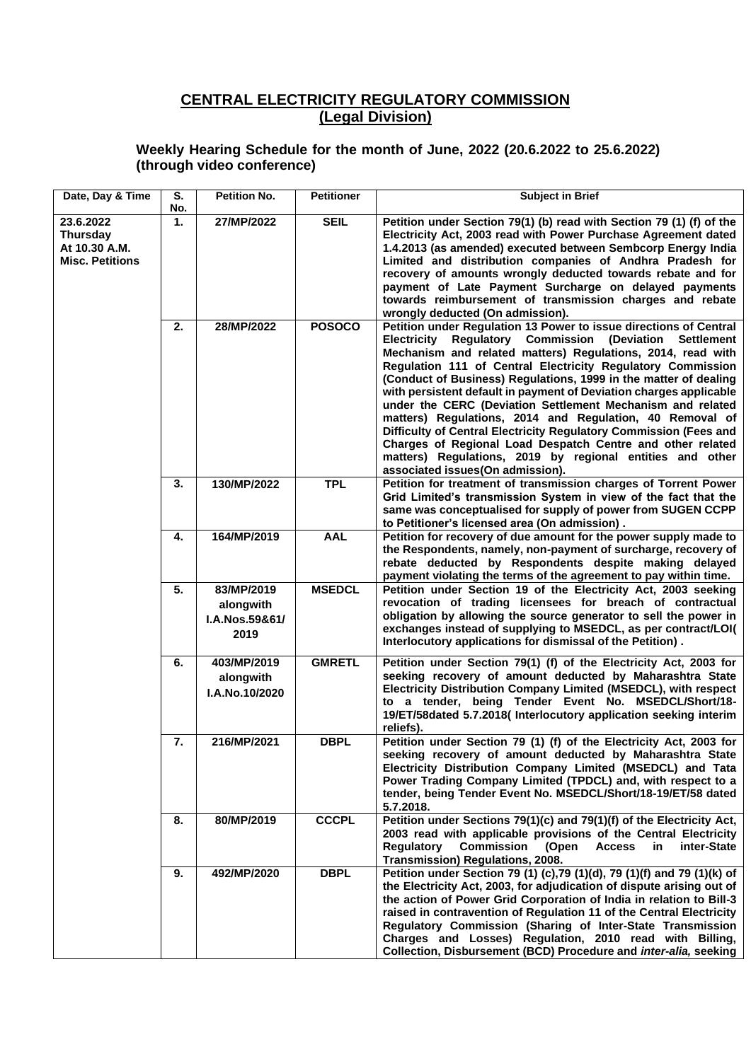## CENTRAL ELECTRICITY REGULATORY COMMISSION
## (Legal Division)

### Weekly Hearing Schedule for the month of June, 2022 (20.6.2022 to 25.6.2022) (through video conference)

| Date, Day & Time | S. No. | Petition No. | Petitioner | Subject in Brief |
|---|---|---|---|---|
| 23.6.2022 Thursday At 10.30 A.M. Misc. Petitions | 1. | 27/MP/2022 | SEIL | Petition under Section 79(1) (b) read with Section 79 (1) (f) of the Electricity Act, 2003 read with Power Purchase Agreement dated 1.4.2013 (as amended) executed between Sembcorp Energy India Limited and distribution companies of Andhra Pradesh for recovery of amounts wrongly deducted towards rebate and for payment of Late Payment Surcharge on delayed payments towards reimbursement of transmission charges and rebate wrongly deducted (On admission). |
| | 2. | 28/MP/2022 | POSOCO | Petition under Regulation 13 Power to issue directions of Central Electricity Regulatory Commission (Deviation Settlement Mechanism and related matters) Regulations, 2014, read with Regulation 111 of Central Electricity Regulatory Commission (Conduct of Business) Regulations, 1999 in the matter of dealing with persistent default in payment of Deviation charges applicable under the CERC (Deviation Settlement Mechanism and related matters) Regulations, 2014 and Regulation, 40 Removal of Difficulty of Central Electricity Regulatory Commission (Fees and Charges of Regional Load Despatch Centre and other related matters) Regulations, 2019 by regional entities and other associated issues(On admission). |
| | 3. | 130/MP/2022 | TPL | Petition for treatment of transmission charges of Torrent Power Grid Limited's transmission System in view of the fact that the same was conceptualised for supply of power from SUGEN CCPP to Petitioner's licensed area (On admission) . |
| | 4. | 164/MP/2019 | AAL | Petition for recovery of due amount for the power supply made to the Respondents, namely, non-payment of surcharge, recovery of rebate deducted by Respondents despite making delayed payment violating the terms of the agreement to pay within time. |
| | 5. | 83/MP/2019 alongwith I.A.Nos.59&61/ 2019 | MSEDCL | Petition under Section 19 of the Electricity Act, 2003 seeking revocation of trading licensees for breach of contractual obligation by allowing the source generator to sell the power in exchanges instead of supplying to MSEDCL, as per contract/LOI( Interlocutory applications for dismissal of the Petition) . |
| | 6. | 403/MP/2019 alongwith I.A.No.10/2020 | GMRETL | Petition under Section 79(1) (f) of the Electricity Act, 2003 for seeking recovery of amount deducted by Maharashtra State Electricity Distribution Company Limited (MSEDCL), with respect to a tender, being Tender Event No. MSEDCL/Short/18-19/ET/58dated 5.7.2018( Interlocutory application seeking interim reliefs). |
| | 7. | 216/MP/2021 | DBPL | Petition under Section 79 (1) (f) of the Electricity Act, 2003 for seeking recovery of amount deducted by Maharashtra State Electricity Distribution Company Limited (MSEDCL) and Tata Power Trading Company Limited (TPDCL) and, with respect to a tender, being Tender Event No. MSEDCL/Short/18-19/ET/58 dated 5.7.2018. |
| | 8. | 80/MP/2019 | CCCPL | Petition under Sections 79(1)(c) and 79(1)(f) of the Electricity Act, 2003 read with applicable provisions of the Central Electricity Regulatory Commission (Open Access in inter-State Transmission) Regulations, 2008. |
| | 9. | 492/MP/2020 | DBPL | Petition under Section 79 (1) (c),79 (1)(d), 79 (1)(f) and 79 (1)(k) of the Electricity Act, 2003, for adjudication of dispute arising out of the action of Power Grid Corporation of India in relation to Bill-3 raised in contravention of Regulation 11 of the Central Electricity Regulatory Commission (Sharing of Inter-State Transmission Charges and Losses) Regulation, 2010 read with Billing, Collection, Disbursement (BCD) Procedure and *inter-alia,* seeking |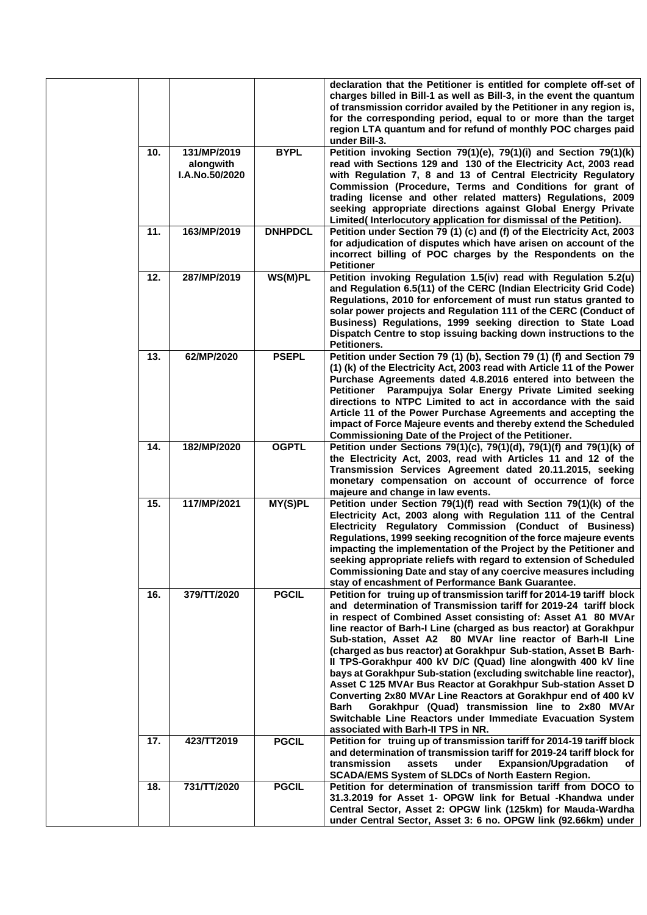| | | | |
|---|---|---|---|
| | | | **declaration that the Petitioner is entitled for complete off-set of charges billed in Bill-1 as well as Bill-3, in the event the quantum of transmission corridor availed by the Petitioner in any region is, for the corresponding period, equal to or more than the target region LTA quantum and for refund of monthly POC charges paid under Bill-3.** |
| **10.** | **131/MP/2019 alongwith I.A.No.50/2020** | **BYPL** | **Petition invoking Section 79(1)(e), 79(1)(i) and Section 79(1)(k) read with Sections 129 and 130 of the Electricity Act, 2003 read with Regulation 7, 8 and 13 of Central Electricity Regulatory Commission (Procedure, Terms and Conditions for grant of trading license and other related matters) Regulations, 2009 seeking appropriate directions against Global Energy Private Limited( Interlocutory application for dismissal of the Petition).** |
| **11.** | **163/MP/2019** | **DNHPDCL** | **Petition under Section 79 (1) (c) and (f) of the Electricity Act, 2003 for adjudication of disputes which have arisen on account of the incorrect billing of POC charges by the Respondents on the Petitioner** |
| **12.** | **287/MP/2019** | **WS(M)PL** | **Petition invoking Regulation 1.5(iv) read with Regulation 5.2(u) and Regulation 6.5(11) of the CERC (Indian Electricity Grid Code) Regulations, 2010 for enforcement of must run status granted to solar power projects and Regulation 111 of the CERC (Conduct of Business) Regulations, 1999 seeking direction to State Load Dispatch Centre to stop issuing backing down instructions to the Petitioners.** |
| **13.** | **62/MP/2020** | **PSEPL** | **Petition under Section 79 (1) (b), Section 79 (1) (f) and Section 79 (1) (k) of the Electricity Act, 2003 read with Article 11 of the Power Purchase Agreements dated 4.8.2016 entered into between the Petitioner Parampujya Solar Energy Private Limited seeking directions to NTPC Limited to act in accordance with the said Article 11 of the Power Purchase Agreements and accepting the impact of Force Majeure events and thereby extend the Scheduled Commissioning Date of the Project of the Petitioner.** |
| **14.** | **182/MP/2020** | **OGPTL** | **Petition under Sections 79(1)(c), 79(1)(d), 79(1)(f) and 79(1)(k) of the Electricity Act, 2003, read with Articles 11 and 12 of the Transmission Services Agreement dated 20.11.2015, seeking monetary compensation on account of occurrence of force majeure and change in law events.** |
| **15.** | **117/MP/2021** | **MY(S)PL** | **Petition under Section 79(1)(f) read with Section 79(1)(k) of the Electricity Act, 2003 along with Regulation 111 of the Central Electricity Regulatory Commission (Conduct of Business) Regulations, 1999 seeking recognition of the force majeure events impacting the implementation of the Project by the Petitioner and seeking appropriate reliefs with regard to extension of Scheduled Commissioning Date and stay of any coercive measures including stay of encashment of Performance Bank Guarantee.** |
| **16.** | **379/TT/2020** | **PGCIL** | **Petition for truing up of transmission tariff for 2014-19 tariff block and determination of Transmission tariff for 2019-24 tariff block in respect of Combined Asset consisting of: Asset A1 80 MVAr line reactor of Barh-I Line (charged as bus reactor) at Gorakhpur Sub-station, Asset A2 80 MVAr line reactor of Barh-II Line (charged as bus reactor) at Gorakhpur Sub-station, Asset B Barh-II TPS-Gorakhpur 400 kV D/C (Quad) line alongwith 400 kV line bays at Gorakhpur Sub-station (excluding switchable line reactor), Asset C 125 MVAr Bus Reactor at Gorakhpur Sub-station Asset D Converting 2x80 MVAr Line Reactors at Gorakhpur end of 400 kV Barh Gorakhpur (Quad) transmission line to 2x80 MVAr Switchable Line Reactors under Immediate Evacuation System associated with Barh-II TPS in NR.** |
| **17.** | **423/TT2019** | **PGCIL** | **Petition for truing up of transmission tariff for 2014-19 tariff block and determination of transmission tariff for 2019-24 tariff block for transmission assets under Expansion/Upgradation of SCADA/EMS System of SLDCs of North Eastern Region.** |
| **18.** | **731/TT/2020** | **PGCIL** | **Petition for determination of transmission tariff from DOCO to 31.3.2019 for Asset 1- OPGW link for Betual -Khandwa under Central Sector, Asset 2: OPGW link (125km) for Mauda-Wardha under Central Sector, Asset 3: 6 no. OPGW link (92.66km) under** |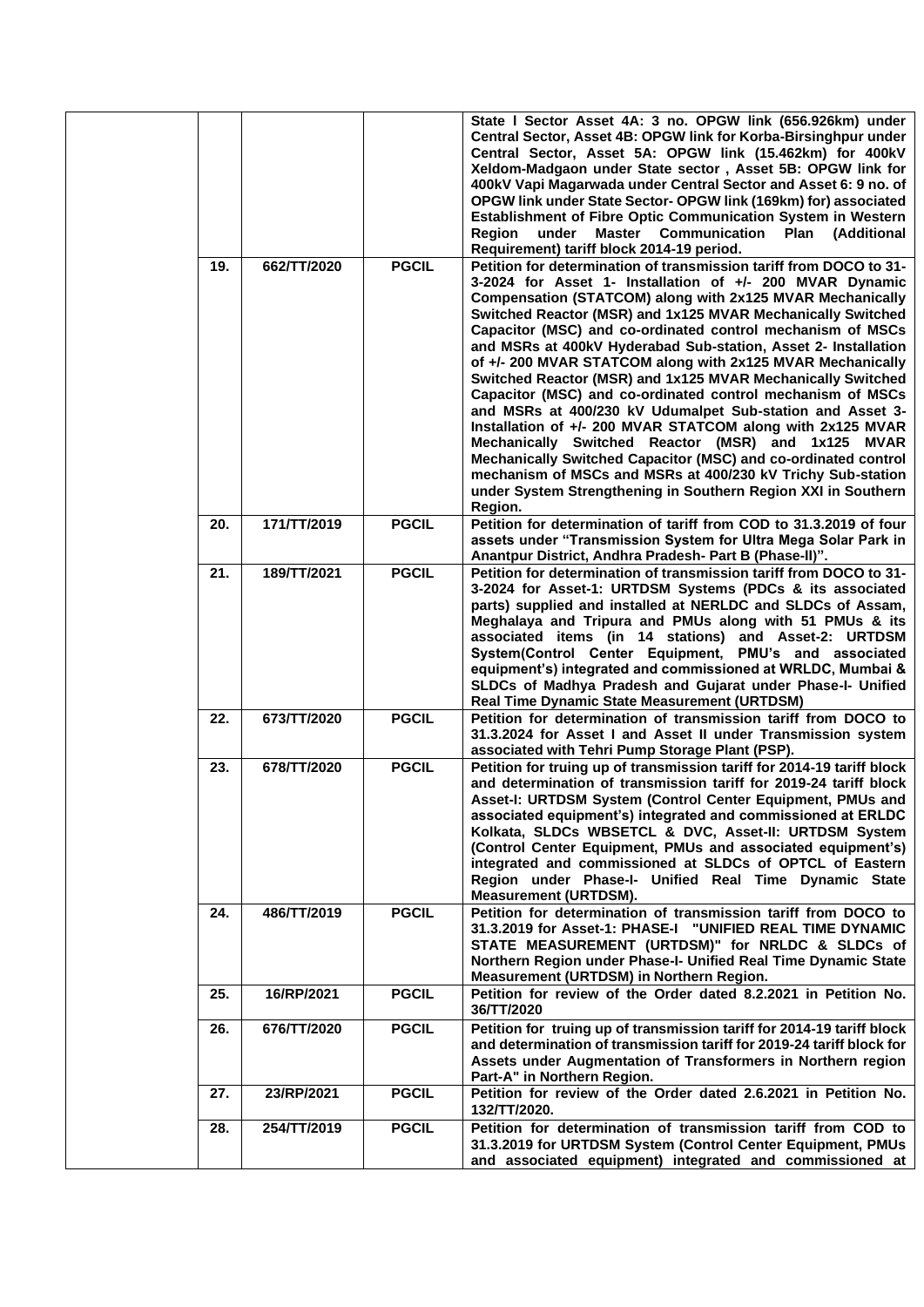| | | | | |
|---|---|---|---|---|
| | | | | **State I Sector Asset 4A: 3 no. OPGW link (656.926km) under Central Sector, Asset 4B: OPGW link for Korba-Birsinghpur under Central Sector, Asset 5A: OPGW link (15.462km) for 400kV Xeldom-Madgaon under State sector , Asset 5B: OPGW link for 400kV Vapi Magarwada under Central Sector and Asset 6: 9 no. of OPGW link under State Sector- OPGW link (169km) for) associated Establishment of Fibre Optic Communication System in Western Region under Master Communication Plan (Additional Requirement) tariff block 2014-19 period.** |
| | **19.** | **662/TT/2020** | **PGCIL** | **Petition for determination of transmission tariff from DOCO to 31-3-2024 for Asset 1- Installation of +/- 200 MVAR Dynamic Compensation (STATCOM) along with 2x125 MVAR Mechanically Switched Reactor (MSR) and 1x125 MVAR Mechanically Switched Capacitor (MSC) and co-ordinated control mechanism of MSCs and MSRs at 400kV Hyderabad Sub-station, Asset 2- Installation of +/- 200 MVAR STATCOM along with 2x125 MVAR Mechanically Switched Reactor (MSR) and 1x125 MVAR Mechanically Switched Capacitor (MSC) and co-ordinated control mechanism of MSCs and MSRs at 400/230 kV Udumalpet Sub-station and Asset 3- Installation of +/- 200 MVAR STATCOM along with 2x125 MVAR Mechanically Switched Reactor (MSR) and 1x125 MVAR Mechanically Switched Capacitor (MSC) and co-ordinated control mechanism of MSCs and MSRs at 400/230 kV Trichy Sub-station under System Strengthening in Southern Region XXI in Southern Region.** |
| | **20.** | **171/TT/2019** | **PGCIL** | **Petition for determination of tariff from COD to 31.3.2019 of four assets under "Transmission System for Ultra Mega Solar Park in Anantpur District, Andhra Pradesh- Part B (Phase-II)".** |
| | **21.** | **189/TT/2021** | **PGCIL** | **Petition for determination of transmission tariff from DOCO to 31-3-2024 for Asset-1: URTDSM Systems (PDCs & its associated parts) supplied and installed at NERLDC and SLDCs of Assam, Meghalaya and Tripura and PMUs along with 51 PMUs & its associated items (in 14 stations) and Asset-2: URTDSM System(Control Center Equipment, PMU's and associated equipment's) integrated and commissioned at WRLDC, Mumbai & SLDCs of Madhya Pradesh and Gujarat under Phase-I- Unified Real Time Dynamic State Measurement (URTDSM)** |
| | **22.** | **673/TT/2020** | **PGCIL** | **Petition for determination of transmission tariff from DOCO to 31.3.2024 for Asset I and Asset II under Transmission system associated with Tehri Pump Storage Plant (PSP).** |
| | **23.** | **678/TT/2020** | **PGCIL** | **Petition for truing up of transmission tariff for 2014-19 tariff block and determination of transmission tariff for 2019-24 tariff block Asset-I: URTDSM System (Control Center Equipment, PMUs and associated equipment's) integrated and commissioned at ERLDC Kolkata, SLDCs WBSETCL & DVC, Asset-II: URTDSM System (Control Center Equipment, PMUs and associated equipment's) integrated and commissioned at SLDCs of OPTCL of Eastern Region under Phase-I- Unified Real Time Dynamic State Measurement (URTDSM).** |
| | **24.** | **486/TT/2019** | **PGCIL** | **Petition for determination of transmission tariff from DOCO to 31.3.2019 for Asset-1: PHASE-I "UNIFIED REAL TIME DYNAMIC STATE MEASUREMENT (URTDSM)" for NRLDC & SLDCs of Northern Region under Phase-I- Unified Real Time Dynamic State Measurement (URTDSM) in Northern Region.** |
| | **25.** | **16/RP/2021** | **PGCIL** | **Petition for review of the Order dated 8.2.2021 in Petition No. 36/TT/2020** |
| | **26.** | **676/TT/2020** | **PGCIL** | **Petition for truing up of transmission tariff for 2014-19 tariff block and determination of transmission tariff for 2019-24 tariff block for Assets under Augmentation of Transformers in Northern region Part-A" in Northern Region.** |
| | **27.** | **23/RP/2021** | **PGCIL** | **Petition for review of the Order dated 2.6.2021 in Petition No. 132/TT/2020.** |
| | **28.** | **254/TT/2019** | **PGCIL** | **Petition for determination of transmission tariff from COD to 31.3.2019 for URTDSM System (Control Center Equipment, PMUs and associated equipment) integrated and commissioned at** |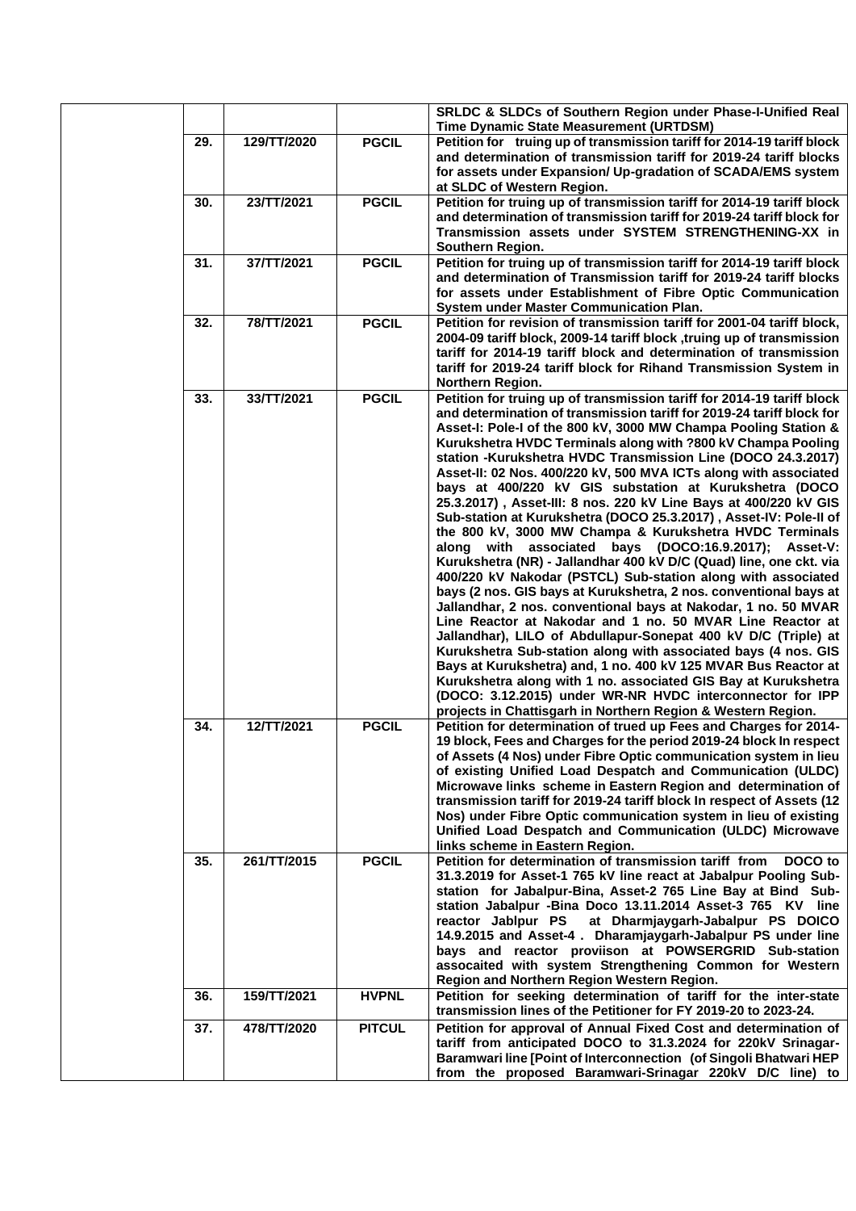| | | | |
|---|---|---|---|
| | | | **SRLDC & SLDCs of Southern Region under Phase-I-Unified Real Time Dynamic State Measurement (URTDSM)** |
| **29.** | **129/TT/2020** | **PGCIL** | **Petition for truing up of transmission tariff for 2014-19 tariff block and determination of transmission tariff for 2019-24 tariff blocks for assets under Expansion/ Up-gradation of SCADA/EMS system at SLDC of Western Region.** |
| **30.** | **23/TT/2021** | **PGCIL** | **Petition for truing up of transmission tariff for 2014-19 tariff block and determination of transmission tariff for 2019-24 tariff block for Transmission assets under SYSTEM STRENGTHENING-XX in Southern Region.** |
| **31.** | **37/TT/2021** | **PGCIL** | **Petition for truing up of transmission tariff for 2014-19 tariff block and determination of Transmission tariff for 2019-24 tariff blocks for assets under Establishment of Fibre Optic Communication System under Master Communication Plan.** |
| **32.** | **78/TT/2021** | **PGCIL** | **Petition for revision of transmission tariff for 2001-04 tariff block, 2004-09 tariff block, 2009-14 tariff block ,truing up of transmission tariff for 2014-19 tariff block and determination of transmission tariff for 2019-24 tariff block for Rihand Transmission System in Northern Region.** |
| **33.** | **33/TT/2021** | **PGCIL** | **Petition for truing up of transmission tariff for 2014-19 tariff block and determination of transmission tariff for 2019-24 tariff block for Asset-I: Pole-I of the 800 kV, 3000 MW Champa Pooling Station & Kurukshetra HVDC Terminals along with ?800 kV Champa Pooling station -Kurukshetra HVDC Transmission Line (DOCO 24.3.2017) Asset-II: 02 Nos. 400/220 kV, 500 MVA ICTs along with associated bays at 400/220 kV GIS substation at Kurukshetra (DOCO 25.3.2017) , Asset-III: 8 nos. 220 kV Line Bays at 400/220 kV GIS Sub-station at Kurukshetra (DOCO 25.3.2017) , Asset-IV: Pole-II of the 800 kV, 3000 MW Champa & Kurukshetra HVDC Terminals along with associated bays (DOCO:16.9.2017); Asset-V: Kurukshetra (NR) - Jallandhar 400 kV D/C (Quad) line, one ckt. via 400/220 kV Nakodar (PSTCL) Sub-station along with associated bays (2 nos. GIS bays at Kurukshetra, 2 nos. conventional bays at Jallandhar, 2 nos. conventional bays at Nakodar, 1 no. 50 MVAR Line Reactor at Nakodar and 1 no. 50 MVAR Line Reactor at Jallandhar), LILO of Abdullapur-Sonepat 400 kV D/C (Triple) at Kurukshetra Sub-station along with associated bays (4 nos. GIS Bays at Kurukshetra) and, 1 no. 400 kV 125 MVAR Bus Reactor at Kurukshetra along with 1 no. associated GIS Bay at Kurukshetra (DOCO: 3.12.2015) under WR-NR HVDC interconnector for IPP projects in Chattisgarh in Northern Region & Western Region.** |
| **34.** | **12/TT/2021** | **PGCIL** | **Petition for determination of trued up Fees and Charges for 2014-19 block, Fees and Charges for the period 2019-24 block In respect of Assets (4 Nos) under Fibre Optic communication system in lieu of existing Unified Load Despatch and Communication (ULDC) Microwave links scheme in Eastern Region and determination of transmission tariff for 2019-24 tariff block In respect of Assets (12 Nos) under Fibre Optic communication system in lieu of existing Unified Load Despatch and Communication (ULDC) Microwave links scheme in Eastern Region.** |
| **35.** | **261/TT/2015** | **PGCIL** | **Petition for determination of transmission tariff from DOCO to 31.3.2019 for Asset-1 765 kV line react at Jabalpur Pooling Sub-station for Jabalpur-Bina, Asset-2 765 Line Bay at Bind Sub-station Jabalpur -Bina Doco 13.11.2014 Asset-3 765 KV line reactor Jablpur PS at Dharmjaygarh-Jabalpur PS DOICO 14.9.2015 and Asset-4 . Dharamjaygarh-Jabalpur PS under line bays and reactor proviison at POWSERGRID Sub-station assocaited with system Strengthening Common for Western Region and Northern Region Western Region.** |
| **36.** | **159/TT/2021** | **HVPNL** | **Petition for seeking determination of tariff for the inter-state transmission lines of the Petitioner for FY 2019-20 to 2023-24.** |
| **37.** | **478/TT/2020** | **PITCUL** | **Petition for approval of Annual Fixed Cost and determination of tariff from anticipated DOCO to 31.3.2024 for 220kV Srinagar-Baramwari line [Point of Interconnection (of Singoli Bhatwari HEP from the proposed Baramwari-Srinagar 220kV D/C line) to** |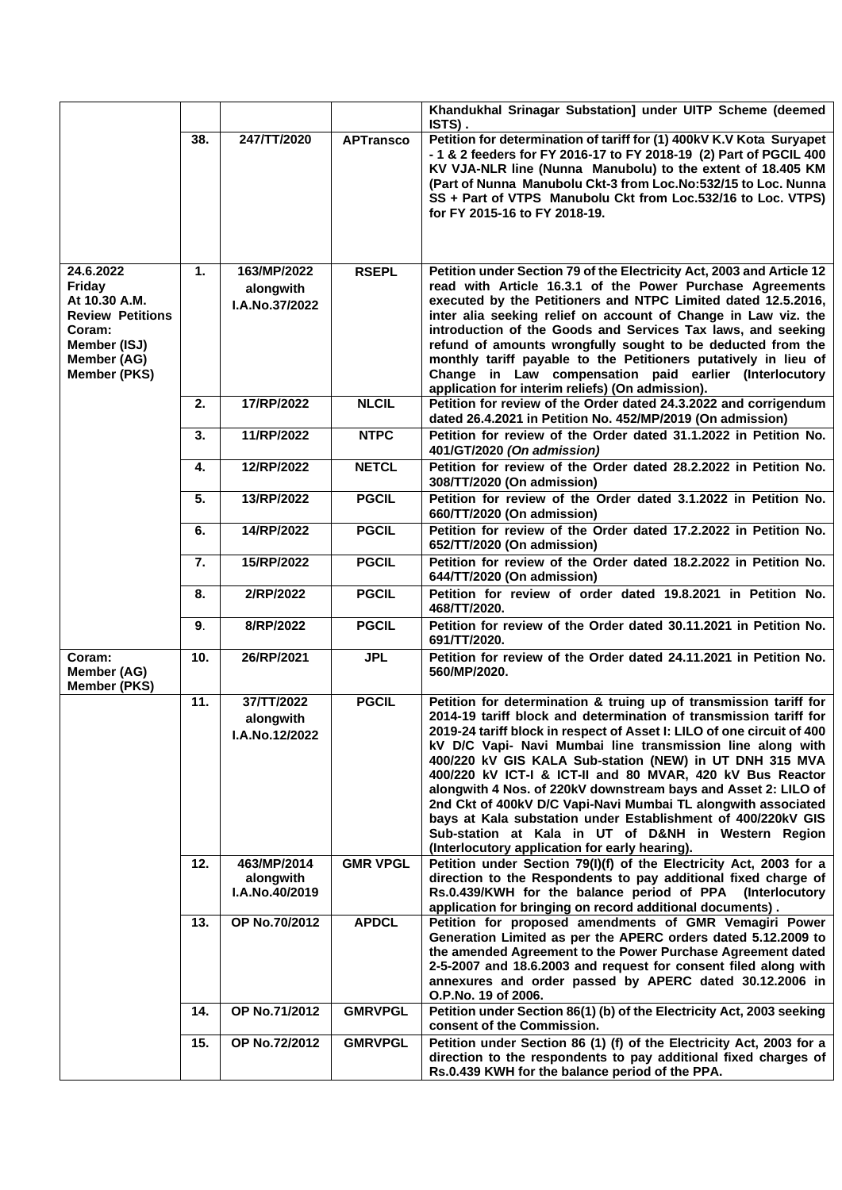| | | | | |
|---|---|---|---|---|
| | | | | **Khandukhal Srinagar Substation] under UITP Scheme (deemed ISTS) .** |
| | **38.** | **247/TT/2020** | **APTransco** | **Petition for determination of tariff for (1) 400kV K.V Kota Suryapet - 1 & 2 feeders for FY 2016-17 to FY 2018-19 (2) Part of PGCIL 400 KV VJA-NLR line (Nunna Manubolu) to the extent of 18.405 KM (Part of Nunna Manubolu Ckt-3 from Loc.No:532/15 to Loc. Nunna SS + Part of VTPS Manubolu Ckt from Loc.532/16 to Loc. VTPS) for FY 2015-16 to FY 2018-19.** |
| **24.6.2022 Friday At 10.30 A.M. Review Petitions Coram: Member (ISJ) Member (AG) Member (PKS)** | **1.** | **163/MP/2022 alongwith I.A.No.37/2022** | **RSEPL** | **Petition under Section 79 of the Electricity Act, 2003 and Article 12 read with Article 16.3.1 of the Power Purchase Agreements executed by the Petitioners and NTPC Limited dated 12.5.2016, inter alia seeking relief on account of Change in Law viz. the introduction of the Goods and Services Tax laws, and seeking refund of amounts wrongfully sought to be deducted from the monthly tariff payable to the Petitioners putatively in lieu of Change in Law compensation paid earlier (Interlocutory application for interim reliefs) (On admission).** |
| | **2.** | **17/RP/2022** | **NLCIL** | **Petition for review of the Order dated 24.3.2022 and corrigendum dated 26.4.2021 in Petition No. 452/MP/2019 (On admission)** |
| | **3.** | **11/RP/2022** | **NTPC** | **Petition for review of the Order dated 31.1.2022 in Petition No. 401/GT/2020 *(On admission)*** |
| | **4.** | **12/RP/2022** | **NETCL** | **Petition for review of the Order dated 28.2.2022 in Petition No. 308/TT/2020 (On admission)** |
| | **5.** | **13/RP/2022** | **PGCIL** | **Petition for review of the Order dated 3.1.2022 in Petition No. 660/TT/2020 (On admission)** |
| | **6.** | **14/RP/2022** | **PGCIL** | **Petition for review of the Order dated 17.2.2022 in Petition No. 652/TT/2020 (On admission)** |
| | **7.** | **15/RP/2022** | **PGCIL** | **Petition for review of the Order dated 18.2.2022 in Petition No. 644/TT/2020 (On admission)** |
| | **8.** | **2/RP/2022** | **PGCIL** | **Petition for review of order dated 19.8.2021 in Petition No. 468/TT/2020.** |
| | **9.** | **8/RP/2022** | **PGCIL** | **Petition for review of the Order dated 30.11.2021 in Petition No. 691/TT/2020.** |
| **Coram: Member (AG) Member (PKS)** | **10.** | **26/RP/2021** | **JPL** | **Petition for review of the Order dated 24.11.2021 in Petition No. 560/MP/2020.** |
| | **11.** | **37/TT/2022 alongwith I.A.No.12/2022** | **PGCIL** | **Petition for determination & truing up of transmission tariff for 2014-19 tariff block and determination of transmission tariff for 2019-24 tariff block in respect of Asset I: LILO of one circuit of 400 kV D/C Vapi- Navi Mumbai line transmission line along with 400/220 kV GIS KALA Sub-station (NEW) in UT DNH 315 MVA 400/220 kV ICT-I & ICT-II and 80 MVAR, 420 kV Bus Reactor alongwith 4 Nos. of 220kV downstream bays and Asset 2: LILO of 2nd Ckt of 400kV D/C Vapi-Navi Mumbai TL alongwith associated bays at Kala substation under Establishment of 400/220kV GIS Sub-station at Kala in UT of D&NH in Western Region (Interlocutory application for early hearing).** |
| | **12.** | **463/MP/2014 alongwith I.A.No.40/2019** | **GMR VPGL** | **Petition under Section 79(l)(f) of the Electricity Act, 2003 for a direction to the Respondents to pay additional fixed charge of Rs.0.439/KWH for the balance period of PPA (Interlocutory application for bringing on record additional documents) .** |
| | **13.** | **OP No.70/2012** | **APDCL** | **Petition for proposed amendments of GMR Vemagiri Power Generation Limited as per the APERC orders dated 5.12.2009 to the amended Agreement to the Power Purchase Agreement dated 2-5-2007 and 18.6.2003 and request for consent filed along with annexures and order passed by APERC dated 30.12.2006 in O.P.No. 19 of 2006.** |
| | **14.** | **OP No.71/2012** | **GMRVPGL** | **Petition under Section 86(1) (b) of the Electricity Act, 2003 seeking consent of the Commission.** |
| | **15.** | **OP No.72/2012** | **GMRVPGL** | **Petition under Section 86 (1) (f) of the Electricity Act, 2003 for a direction to the respondents to pay additional fixed charges of Rs.0.439 KWH for the balance period of the PPA.** |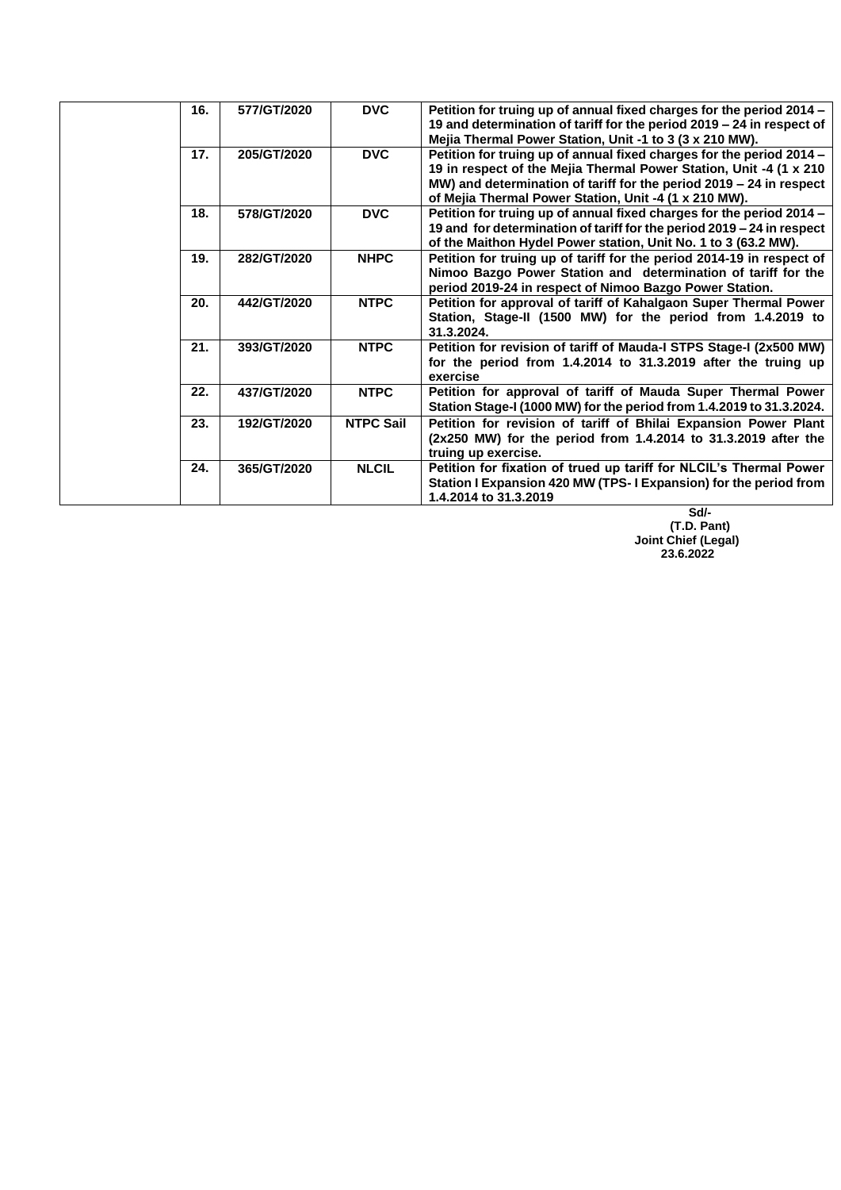| | | | | |
|---|---|---|---|---|
| | **16.** | **577/GT/2020** | **DVC** | **Petition for truing up of annual fixed charges for the period 2014 – 19 and determination of tariff for the period 2019 – 24 in respect of Mejia Thermal Power Station, Unit -1 to 3 (3 x 210 MW).** |
| | **17.** | **205/GT/2020** | **DVC** | **Petition for truing up of annual fixed charges for the period 2014 – 19 in respect of the Mejia Thermal Power Station, Unit -4 (1 x 210 MW) and determination of tariff for the period 2019 – 24 in respect of Mejia Thermal Power Station, Unit -4 (1 x 210 MW).** |
| | **18.** | **578/GT/2020** | **DVC** | **Petition for truing up of annual fixed charges for the period 2014 – 19 and for determination of tariff for the period 2019 – 24 in respect of the Maithon Hydel Power station, Unit No. 1 to 3 (63.2 MW).** |
| | **19.** | **282/GT/2020** | **NHPC** | **Petition for truing up of tariff for the period 2014-19 in respect of Nimoo Bazgo Power Station and determination of tariff for the period 2019-24 in respect of Nimoo Bazgo Power Station.** |
| | **20.** | **442/GT/2020** | **NTPC** | **Petition for approval of tariff of Kahalgaon Super Thermal Power Station, Stage-II (1500 MW) for the period from 1.4.2019 to 31.3.2024.** |
| | **21.** | **393/GT/2020** | **NTPC** | **Petition for revision of tariff of Mauda-I STPS Stage-I (2x500 MW) for the period from 1.4.2014 to 31.3.2019 after the truing up exercise** |
| | **22.** | **437/GT/2020** | **NTPC** | **Petition for approval of tariff of Mauda Super Thermal Power Station Stage-I (1000 MW) for the period from 1.4.2019 to 31.3.2024.** |
| | **23.** | **192/GT/2020** | **NTPC Sail** | **Petition for revision of tariff of Bhilai Expansion Power Plant (2x250 MW) for the period from 1.4.2014 to 31.3.2019 after the truing up exercise.** |
| | **24.** | **365/GT/2020** | **NLCIL** | **Petition for fixation of trued up tariff for NLCIL's Thermal Power Station I Expansion 420 MW (TPS- I Expansion) for the period from 1.4.2014 to 31.3.2019** |

**Sd/-**
**(T.D. Pant)**
**Joint Chief (Legal)**
**23.6.2022**